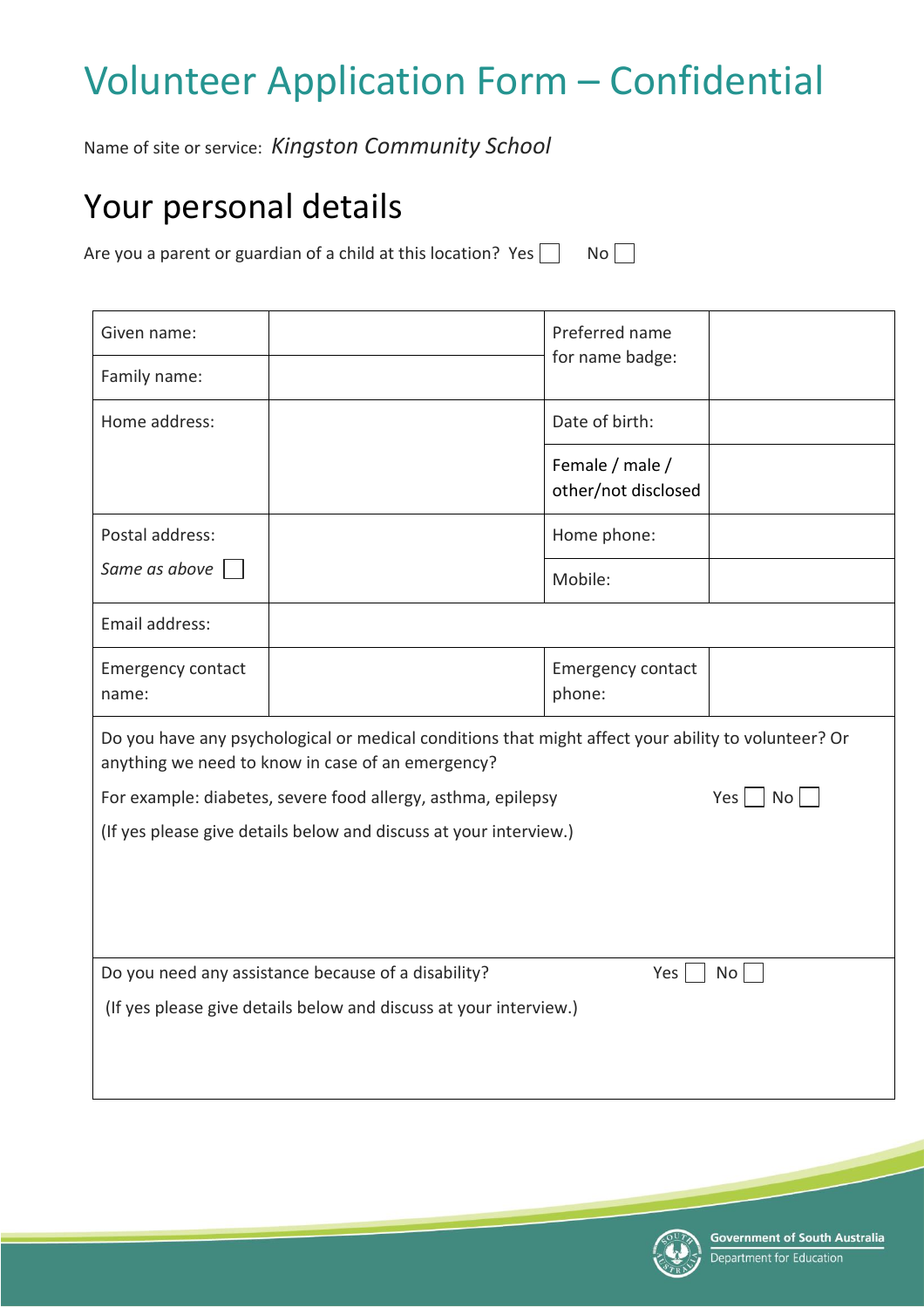# Volunteer Application Form – Confidential

Name of site or service: *Kingston Community School*

## Your personal details

Are you a parent or guardian of a child at this location? Yes ☐ No ☐

| | | | |
|---|---|---|---|
| Given name: | | Preferred name for name badge: | |
| Family name: | | | |
| Home address: | | Date of birth: | |
| | | Female / male / other/not disclosed | |
| Postal address: *Same as above* ☐ | | Home phone: | |
| | | Mobile: | |
| Email address: | | | |
| Emergency contact name: | | Emergency contact phone: | |

Do you have any psychological or medical conditions that might affect your ability to volunteer? Or anything we need to know in case of an emergency?

For example: diabetes, severe food allergy, asthma, epilepsy Yes ☐ No ☐

(If yes please give details below and discuss at your interview.)

Do you need any assistance because of a disability? Yes ☐ No ☐

(If yes please give details below and discuss at your interview.)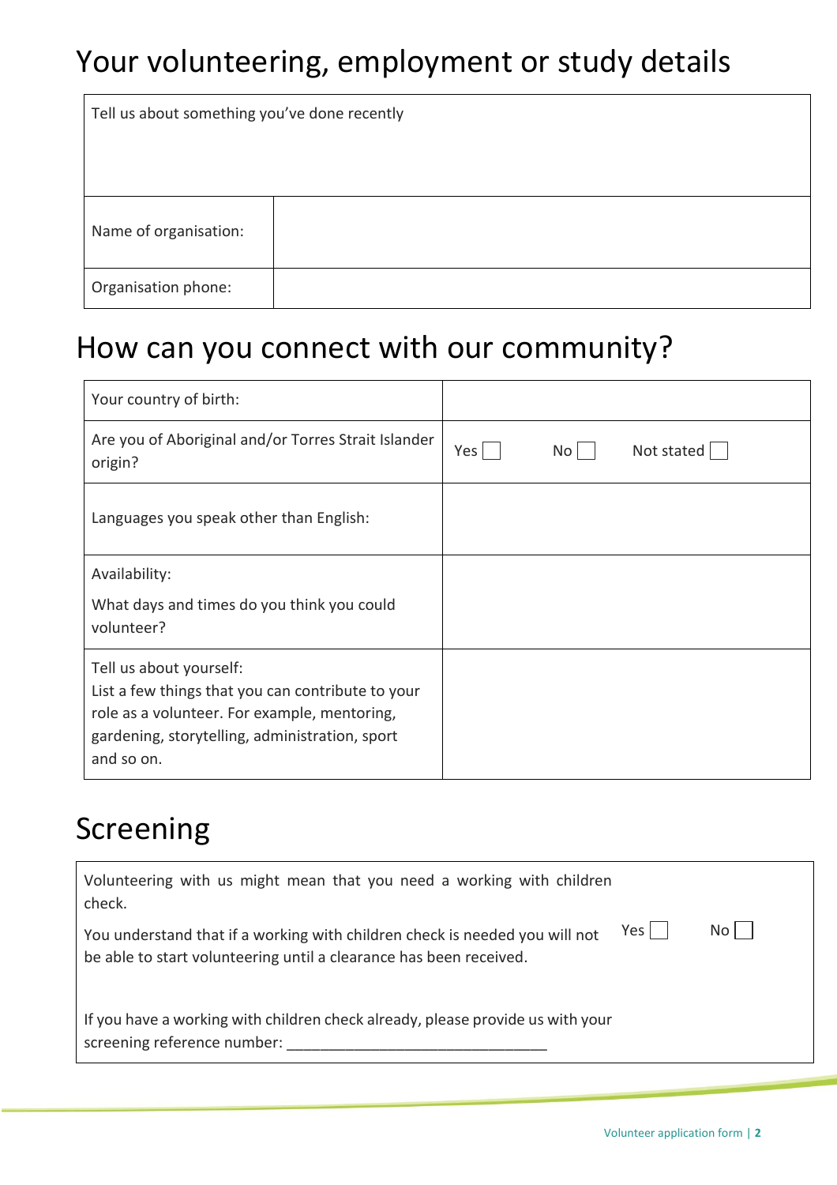# Your volunteering, employment or study details

| Tell us about something you've done recently | |
|---|---|
| Name of organisation: | |
| Organisation phone: | |

# How can you connect with our community?

| Your country of birth: | |
|---|---|
| Are you of Aboriginal and/or Torres Strait Islander origin? | Yes ☐ No ☐ Not stated ☐ |
| Languages you speak other than English: | |
| Availability: What days and times do you think you could volunteer? | |
| Tell us about yourself: List a few things that you can contribute to your role as a volunteer. For example, mentoring, gardening, storytelling, administration, sport and so on. | |

# Screening

Volunteering with us might mean that you need a working with children check.

You understand that if a working with children check is needed you will not be able to start volunteering until a clearance has been received. Yes ☐ No ☐

If you have a working with children check already, please provide us with your screening reference number: ______________________________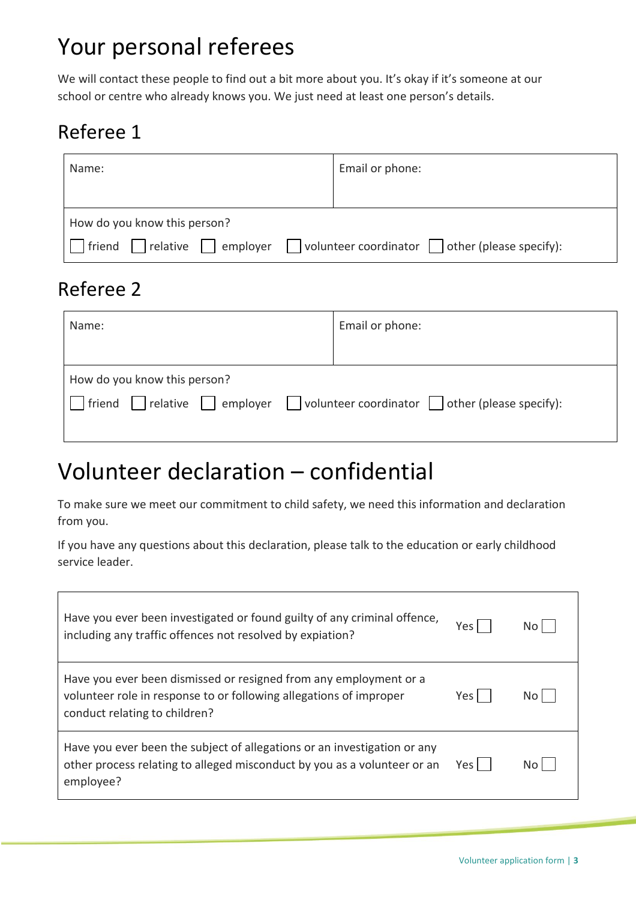# Your personal referees

We will contact these people to find out a bit more about you. It's okay if it's someone at our school or centre who already knows you. We just need at least one person's details.

## Referee 1

| Name: | Email or phone: |
|---|---|
| How do you know this person?<br>☐ friend ☐ relative ☐ employer ☐ volunteer coordinator ☐ other (please specify): | |

## Referee 2

| Name: | Email or phone: |
|---|---|
| How do you know this person?<br>☐ friend ☐ relative ☐ employer ☐ volunteer coordinator ☐ other (please specify): | |

# Volunteer declaration – confidential

To make sure we meet our commitment to child safety, we need this information and declaration from you.

If you have any questions about this declaration, please talk to the education or early childhood service leader.

| Question | Yes | No |
|---|---|---|
| Have you ever been investigated or found guilty of any criminal offence, including any traffic offences not resolved by expiation? | Yes ☐ | No ☐ |
| Have you ever been dismissed or resigned from any employment or a volunteer role in response to or following allegations of improper conduct relating to children? | Yes ☐ | No ☐ |
| Have you ever been the subject of allegations or an investigation or any other process relating to alleged misconduct by you as a volunteer or an employee? | Yes ☐ | No ☐ |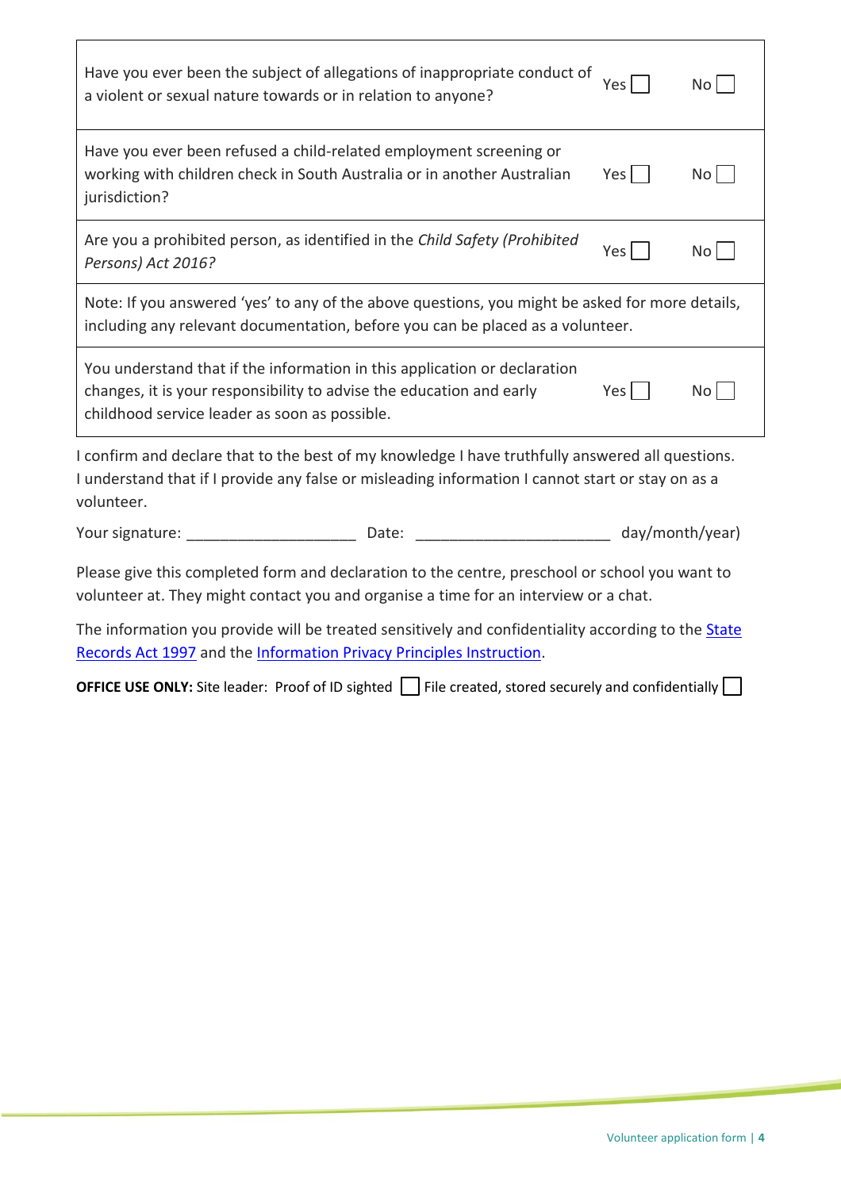| | | |
|---|---|---|
| Have you ever been the subject of allegations of inappropriate conduct of a violent or sexual nature towards or in relation to anyone? | Yes ☐ | No ☐ |
| Have you ever been refused a child-related employment screening or working with children check in South Australia or in another Australian jurisdiction? | Yes ☐ | No ☐ |
| Are you a prohibited person, as identified in the *Child Safety (Prohibited Persons) Act 2016?* | Yes ☐ | No ☐ |
| Note: If you answered 'yes' to any of the above questions, you might be asked for more details, including any relevant documentation, before you can be placed as a volunteer. | | |
| You understand that if the information in this application or declaration changes, it is your responsibility to advise the education and early childhood service leader as soon as possible. | Yes ☐ | No ☐ |

I confirm and declare that to the best of my knowledge I have truthfully answered all questions. I understand that if I provide any false or misleading information I cannot start or stay on as a volunteer.

Your signature: ____________________ Date: ______________________ day/month/year)

Please give this completed form and declaration to the centre, preschool or school you want to volunteer at. They might contact you and organise a time for an interview or a chat.

The information you provide will be treated sensitively and confidentiality according to the State Records Act 1997 and the Information Privacy Principles Instruction.

**OFFICE USE ONLY:** Site leader: Proof of ID sighted ☐ File created, stored securely and confidentially ☐